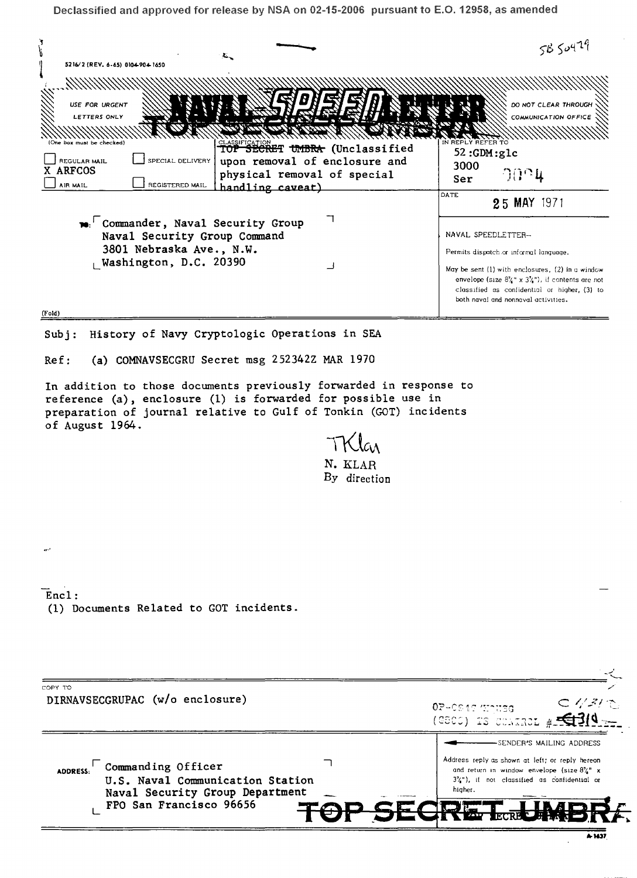Declassified and approved for release by NSA on 02-15-2006 pursuant to E.O. 12958, as amended

5216/2 (REV. 6-65) 0104-904-1650

5B 50479

USE FOR URGENT LETTERS ONLY

# NAVAL SPEEDLETTER

TOP SECRET UMBRA

DO NOT CLEAR THROUGH COMMUNICATION OFFICE

(One box must be checked)

☐ REGULAR MAIL ☐ SPECIAL DELIVERY
X ARFCOS
☐ AIR MAIL ☐ REGISTERED MAIL

CLASSIFICATION
~~TOP SECRET UMBRA~~ (Unclassified upon removal of enclosure and physical removal of special handling caveat)

IN REPLY REFER TO
52:GDM:glc
3000
Ser 0004

DATE
25 MAY 1971

TO: Commander, Naval Security Group
Naval Security Group Command
3801 Nebraska Ave., N.W.
Washington, D.C. 20390

NAVAL SPEEDLETTER--

Permits dispatch or informal language.

May be sent (1) with enclosures, (2) in a window envelope (size 8¾" x 3¾"), if contents are not classified as confidential or higher, (3) to both naval and nonnaval activities.

(Fold)

Subj: History of Navy Cryptologic Operations in SEA

Ref: (a) COMNAVSECGRU Secret msg 252342Z MAR 1970

In addition to those documents previously forwarded in response to reference (a), enclosure (1) is forwarded for possible use in preparation of journal relative to Gulf of Tonkin (GOT) incidents of August 1964.

TKlar
N. KLAR
By direction

Encl:
(1) Documents Related to GOT incidents.

COPY TO
DIRNAVSECGRUPAC (w/o enclosure)

OP-0947/NSHSG C 1131
(SSCO) TS CONTROL # 4310

SENDER'S MAILING ADDRESS

Address reply as shown at left; or reply hereon and return in window envelope (size 8¾" x 3¾"), if not classified as confidential or higher.

ADDRESS: Commanding Officer
U.S. Naval Communication Station
Naval Security Group Department
FPO San Francisco 96656

TOP SECRET UMBRA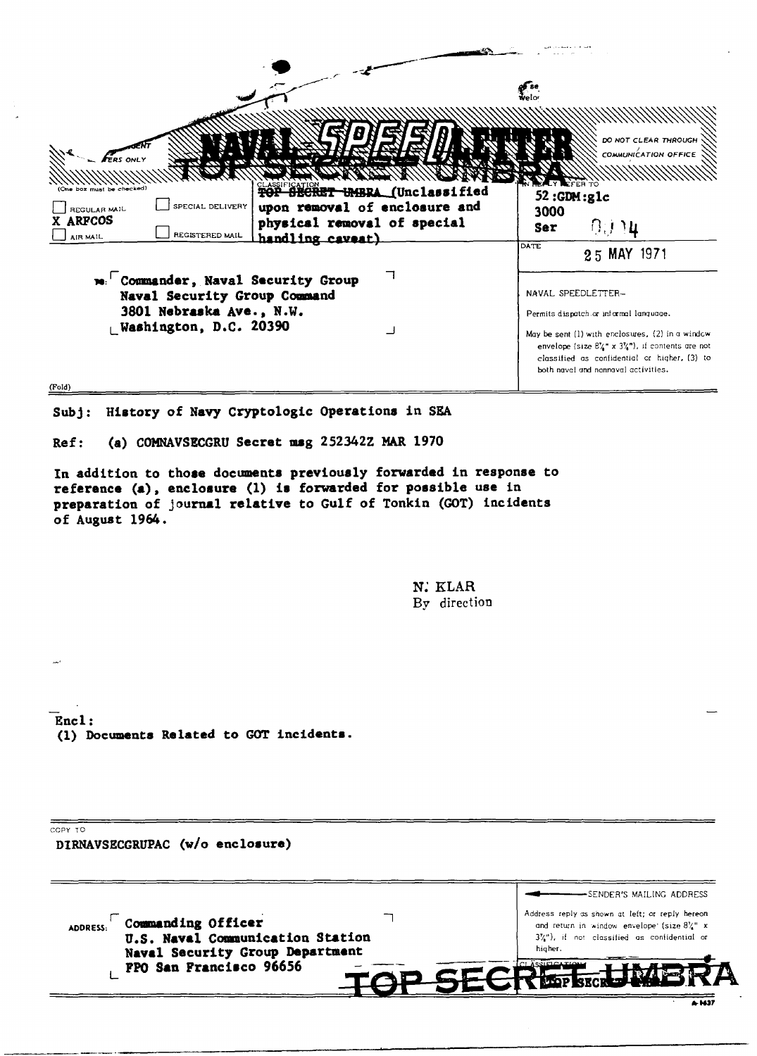# NAVAL SPEEDLETTER

# TOP SECRET UMBRA

DO NOT CLEAR THROUGH COMMUNICATION OFFICE

(One box must be checked)

- [ ] REGULAR MAIL
- [ ] SPECIAL DELIVERY
- X ARFCOS
- [ ] AIR MAIL
- [ ] REGISTERED MAIL

CLASSIFICATION
~~TOP SECRET UMBRA~~ (Unclassified upon removal of enclosure and physical removal of special handling caveat)

IN REPLY REFER TO
52:GDM:glc
3000
Ser 0114

DATE
25 MAY 1971

TO: Commander, Naval Security Group
Naval Security Group Command
3801 Nebraska Ave., N.W.
Washington, D.C. 20390

NAVAL SPEEDLETTER–

Permits dispatch or informal language.

May be sent (1) with enclosures, (2) in a window envelope (size 8¾" x 3⅞"), if contents are not classified as confidential or higher, (3) to both naval and nonnaval activities.

(Fold)

Subj: History of Navy Cryptologic Operations in SEA

Ref: (a) COMNAVSECGRU Secret msg 252342Z MAR 1970

In addition to those documents previously forwarded in response to reference (a), enclosure (1) is forwarded for possible use in preparation of journal relative to Gulf of Tonkin (GOT) incidents of August 1964.

N. KLAR
By direction

Encl:
(1) Documents Related to GOT incidents.

COPY TO
DIRNAVSECGRUPAC (w/o enclosure)

ADDRESS: Commanding Officer
U.S. Naval Communication Station
Naval Security Group Department
FPO San Francisco 96656

SENDER'S MAILING ADDRESS

Address reply as shown at left; or reply hereon and return in window envelope (size 8¾" x 3⅞"), if not classified as confidential or higher.

CLASSIFICATION
TOP SECRET UMBRA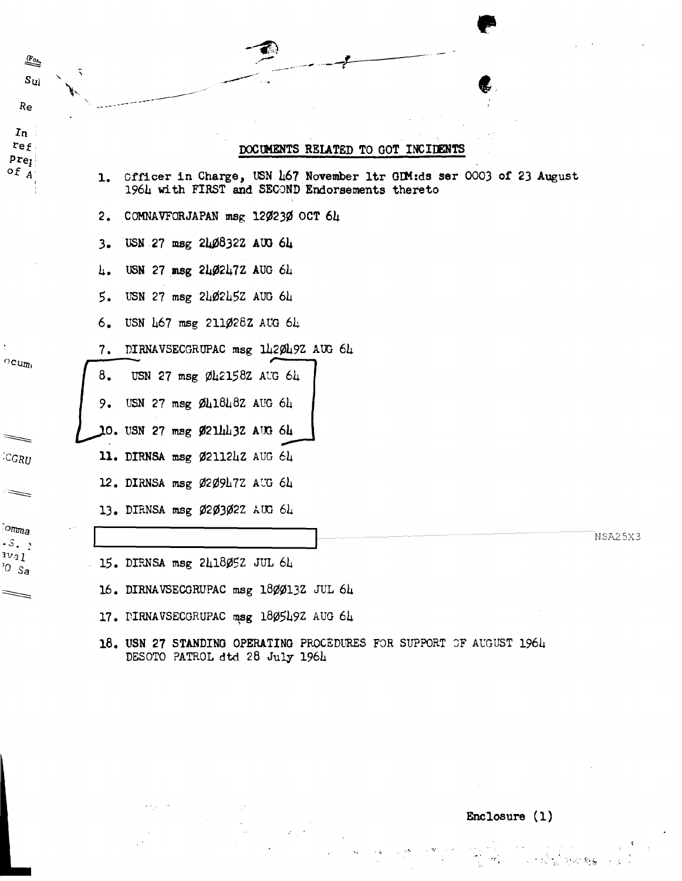## DOCUMENTS RELATED TO GOT INCIDENTS

1. Officer in Charge, USN 467 November ltr GDM:ds ser 0003 of 23 August 1964 with FIRST and SECOND Endorsements thereto
2. COMNAVFORJAPAN msg 120230 OCT 64
3. USN 27 msg 240832Z AUG 64
4. USN 27 msg 240247Z AUG 64
5. USN 27 msg 240245Z AUG 64
6. USN 467 msg 211028Z AUG 64
7. DIRNAVSECGRUPAC msg 142049Z AUG 64
8. USN 27 msg 042158Z AUG 64
9. USN 27 msg 041848Z AUG 64
10. USN 27 msg 021443Z AUG 64
11. DIRNSA msg 021124Z AUG 64
12. DIRNSA msg 020947Z AUG 64
13. DIRNSA msg 020302Z AUG 64
14. [redacted] NSA25X3
15. DIRNSA msg 241805Z JUL 64
16. DIRNAVSECGRUPAC msg 180013Z JUL 64
17. DIRNAVSECGRUPAC msg 180549Z AUG 64
18. **USN 27 STANDING OPERATING PROCEDURES FOR SUPPORT OF AUGUST 1964 DESOTO PATROL dtd 28 July 1964**

**Enclosure (1)**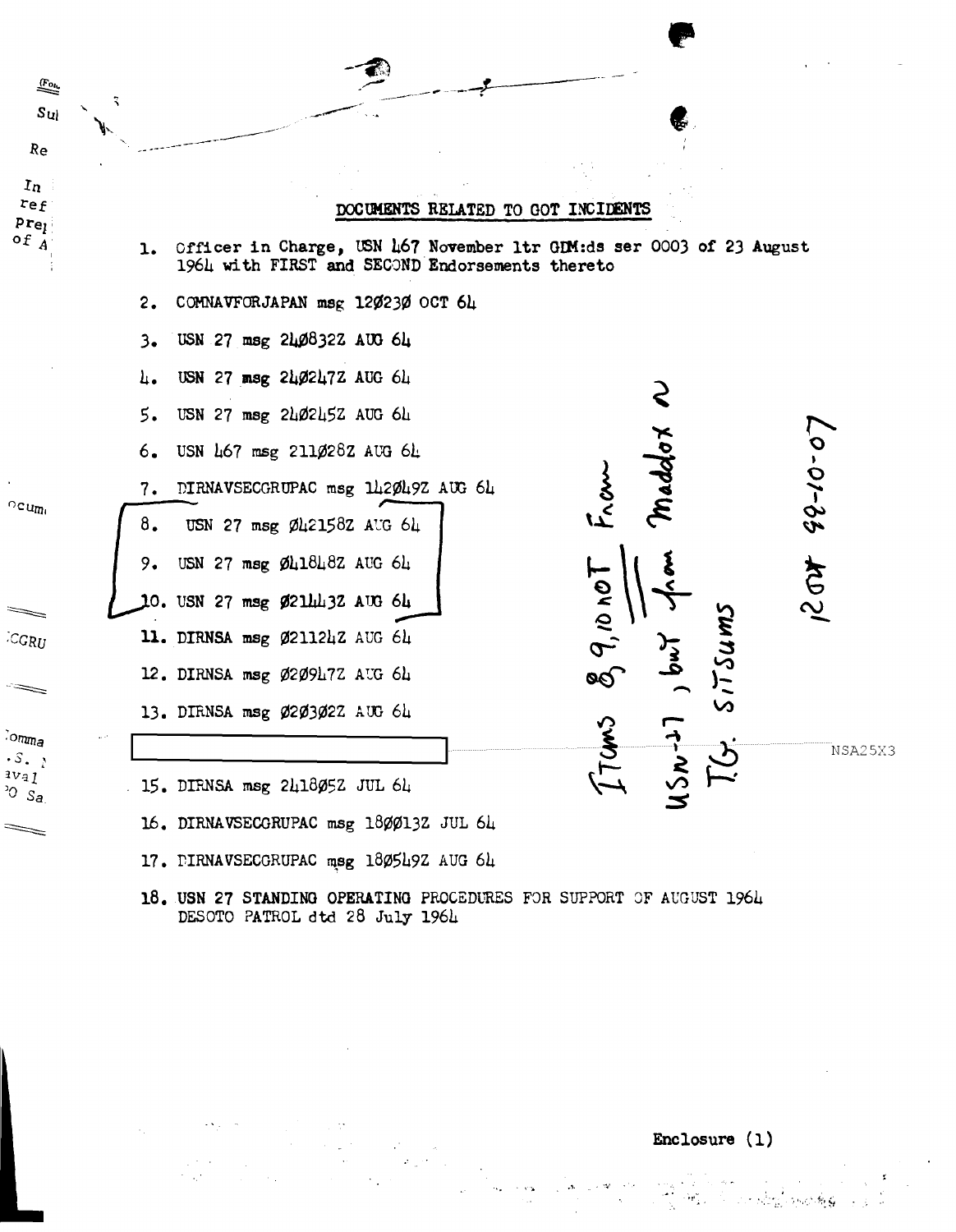## DOCUMENTS RELATED TO GOT INCIDENTS

1. Officer in Charge, USN 467 November ltr GIM:ds ser 0003 of 23 August 1964 with FIRST and SECOND Endorsements thereto
2. COMNAVFORJAPAN msg 120230 OCT 64
3. USN 27 msg 240832Z AUG 64
4. USN 27 msg 240247Z AUG 64
5. USN 27 msg 240245Z AUG 64
6. USN 467 msg 211028Z AUG 64
7. DIRNAVSECGRUPAC msg 142049Z AUG 64
8. USN 27 msg 042158Z AUG 64
9. USN 27 msg 041848Z AUG 64
10. USN 27 msg 021443Z AUG 64
11. DIRNSA msg 021124Z AUG 64
12. DIRNSA msg 020947Z AUG 64
13. DIRNSA msg 020302Z AUG 64
14. [redacted] NSA25X3
15. DIRNSA msg 241805Z JUL 64
16. DIRNAVSECGRUPAC msg 180013Z JUL 64
17. DIRNAVSECGRUPAC msg 180549Z AUG 64
18. USN 27 STANDING OPERATING PROCEDURES FOR SUPPORT OF AUGUST 1964 DESOTO PATROL dtd 28 July 1964

Items 8, 9, 10 NOT from Maddox or USN-27, but from T.G. SITSUMS

12 Oct 1998 (handwritten: "1207 98-10-07")

Enclosure (1)